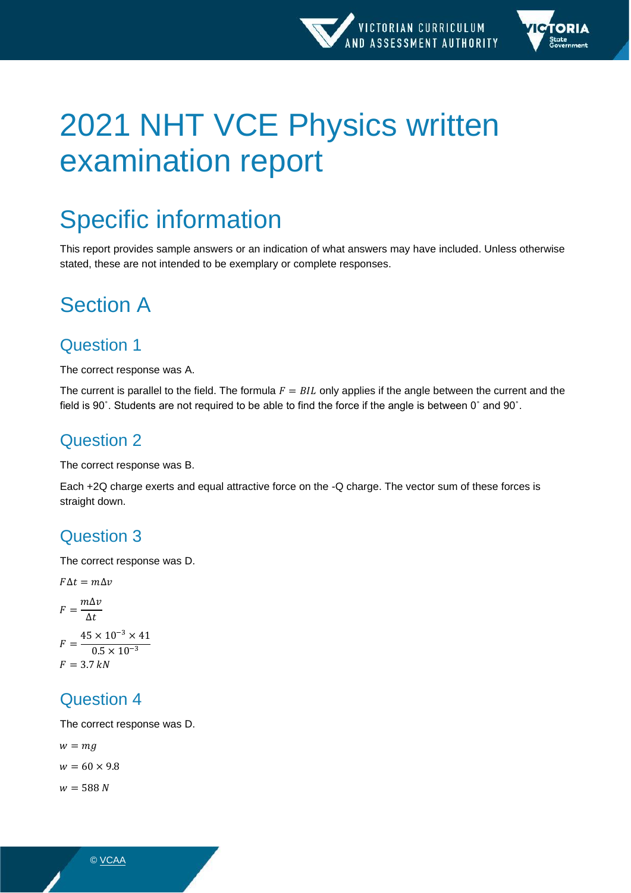# 2021 NHT VCE Physics written examination report

## Specific information

This report provides sample answers or an indication of what answers may have included. Unless otherwise stated, these are not intended to be exemplary or complete responses.

## Section A

### Question 1

The correct response was A.

The current is parallel to the field. The formula $F = BIL$ only applies if the angle between the current and the field is 90˚. Students are not required to be able to find the force if the angle is between 0˚ and 90˚.

### Question 2

The correct response was B.

Each +2Q charge exerts and equal attractive force on the -Q charge. The vector sum of these forces is straight down.

### Question 3

The correct response was D.

$$F\Delta t = m\Delta v$$

$$F = \frac{m\Delta v}{\Delta t}$$

$$F = \frac{45 \times 10^{-3} \times 41}{0.5 \times 10^{-3}}$$

$$F = 3.7\ kN$$

### Question 4

The correct response was D.

$$w = mg$$

$$w = 60 \times 9.8$$

$$w = 588\ N$$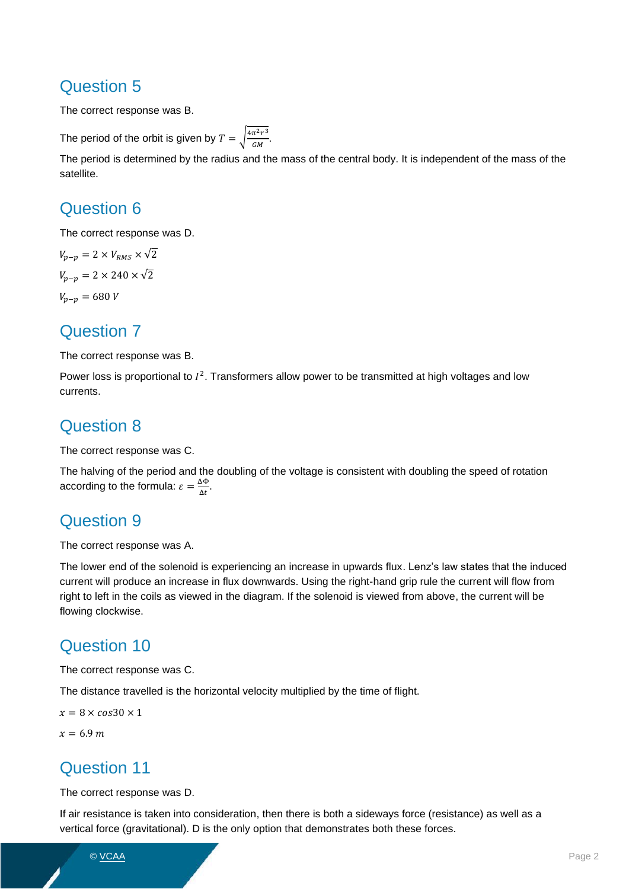## Question 5

The correct response was B.

The period of the orbit is given by $T = \sqrt{\frac{4\pi^2 r^3}{GM}}$.

The period is determined by the radius and the mass of the central body. It is independent of the mass of the satellite.

## Question 6

The correct response was D.

$V_{p-p} = 2 \times V_{RMS} \times \sqrt{2}$

$V_{p-p} = 2 \times 240 \times \sqrt{2}$

$V_{p-p} = 680\ V$

## Question 7

The correct response was B.

Power loss is proportional to $I^2$. Transformers allow power to be transmitted at high voltages and low currents.

## Question 8

The correct response was C.

The halving of the period and the doubling of the voltage is consistent with doubling the speed of rotation according to the formula: $\varepsilon = \frac{\Delta\Phi}{\Delta t}$.

## Question 9

The correct response was A.

The lower end of the solenoid is experiencing an increase in upwards flux. Lenz's law states that the induced current will produce an increase in flux downwards. Using the right-hand grip rule the current will flow from right to left in the coils as viewed in the diagram. If the solenoid is viewed from above, the current will be flowing clockwise.

## Question 10

The correct response was C.

The distance travelled is the horizontal velocity multiplied by the time of flight.

$x = 8 \times cos30 \times 1$

$x = 6.9\ m$

## Question 11

The correct response was D.

If air resistance is taken into consideration, then there is both a sideways force (resistance) as well as a vertical force (gravitational). D is the only option that demonstrates both these forces.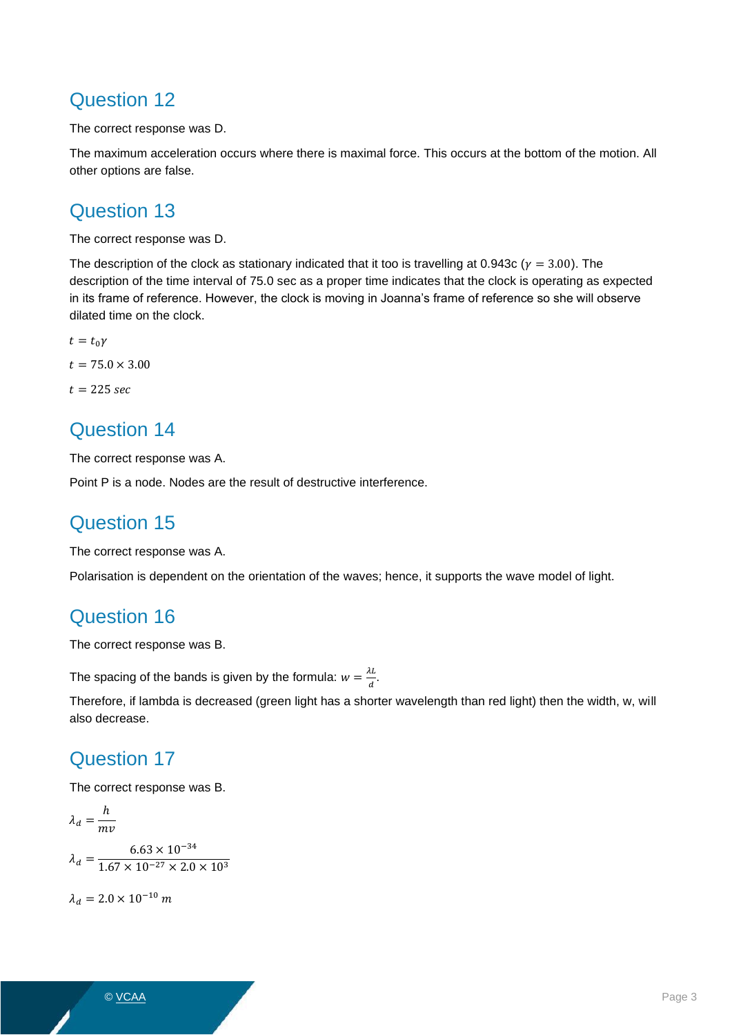## Question 12

The correct response was D.

The maximum acceleration occurs where there is maximal force. This occurs at the bottom of the motion. All other options are false.

## Question 13

The correct response was D.

The description of the clock as stationary indicated that it too is travelling at 0.943c ($\gamma = 3.00$). The description of the time interval of 75.0 sec as a proper time indicates that the clock is operating as expected in its frame of reference. However, the clock is moving in Joanna's frame of reference so she will observe dilated time on the clock.

$t = t_0\gamma$

$t = 75.0 \times 3.00$

$t = 225\ sec$

## Question 14

The correct response was A.

Point P is a node. Nodes are the result of destructive interference.

## Question 15

The correct response was A.

Polarisation is dependent on the orientation of the waves; hence, it supports the wave model of light.

## Question 16

The correct response was B.

The spacing of the bands is given by the formula: $w = \frac{\lambda L}{d}$.

Therefore, if lambda is decreased (green light has a shorter wavelength than red light) then the width, w, will also decrease.

## Question 17

The correct response was B.

$$\lambda_d = \frac{h}{mv}$$

$$\lambda_d = \frac{6.63 \times 10^{-34}}{1.67 \times 10^{-27} \times 2.0 \times 10^{3}}$$

$$\lambda_d = 2.0 \times 10^{-10}\ m$$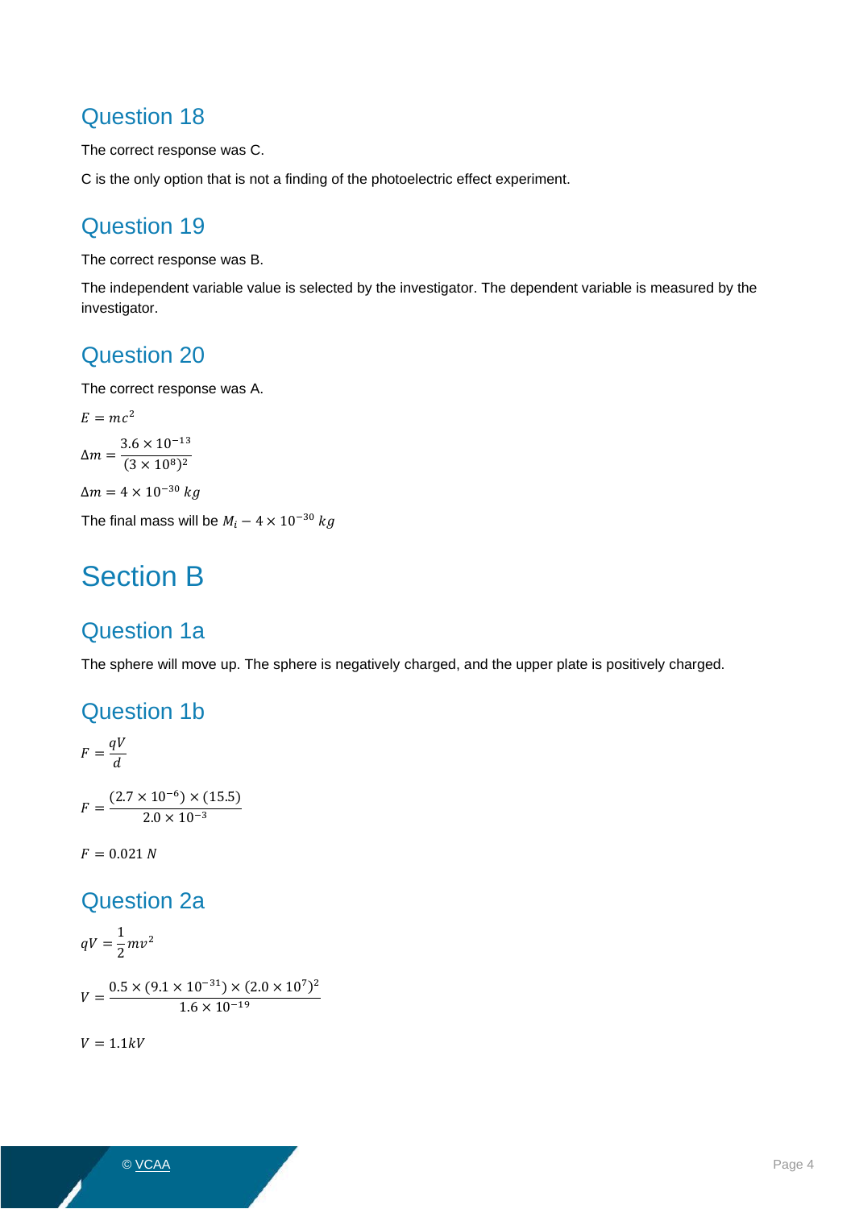## Question 18

The correct response was C.

C is the only option that is not a finding of the photoelectric effect experiment.

## Question 19

The correct response was B.

The independent variable value is selected by the investigator. The dependent variable is measured by the investigator.

## Question 20

The correct response was A.

$E = mc^2$

$\Delta m = \dfrac{3.6 \times 10^{-13}}{(3 \times 10^8)^2}$

$\Delta m = 4 \times 10^{-30}\ kg$

The final mass will be $M_i - 4 \times 10^{-30}\ kg$

# Section B

## Question 1a

The sphere will move up. The sphere is negatively charged, and the upper plate is positively charged.

## Question 1b

$F = \dfrac{qV}{d}$

$F = \dfrac{(2.7 \times 10^{-6}) \times (15.5)}{2.0 \times 10^{-3}}$

$F = 0.021\ N$

## Question 2a

$qV = \dfrac{1}{2}mv^2$

$V = \dfrac{0.5 \times (9.1 \times 10^{-31}) \times (2.0 \times 10^7)^2}{1.6 \times 10^{-19}}$

$V = 1.1kV$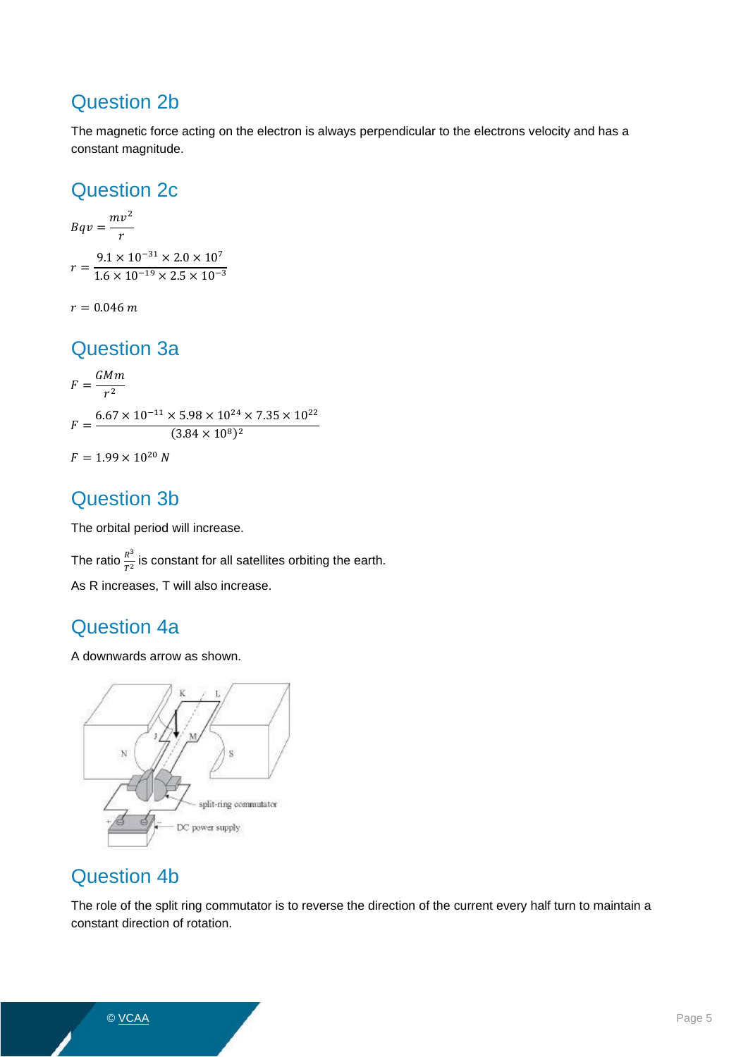## Question 2b

The magnetic force acting on the electron is always perpendicular to the electrons velocity and has a constant magnitude.

## Question 2c

$$Bqv = \frac{mv^2}{r}$$

$$r = \frac{9.1 \times 10^{-31} \times 2.0 \times 10^{7}}{1.6 \times 10^{-19} \times 2.5 \times 10^{-3}}$$

$$r = 0.046\ m$$

## Question 3a

$$F = \frac{GMm}{r^2}$$

$$F = \frac{6.67 \times 10^{-11} \times 5.98 \times 10^{24} \times 7.35 \times 10^{22}}{(3.84 \times 10^{8})^2}$$

$$F = 1.99 \times 10^{20}\ N$$

## Question 3b

The orbital period will increase.

The ratio $\frac{R^3}{T^2}$ is constant for all satellites orbiting the earth.

As R increases, T will also increase.

## Question 4a

A downwards arrow as shown.

## Question 4b

The role of the split ring commutator is to reverse the direction of the current every half turn to maintain a constant direction of rotation.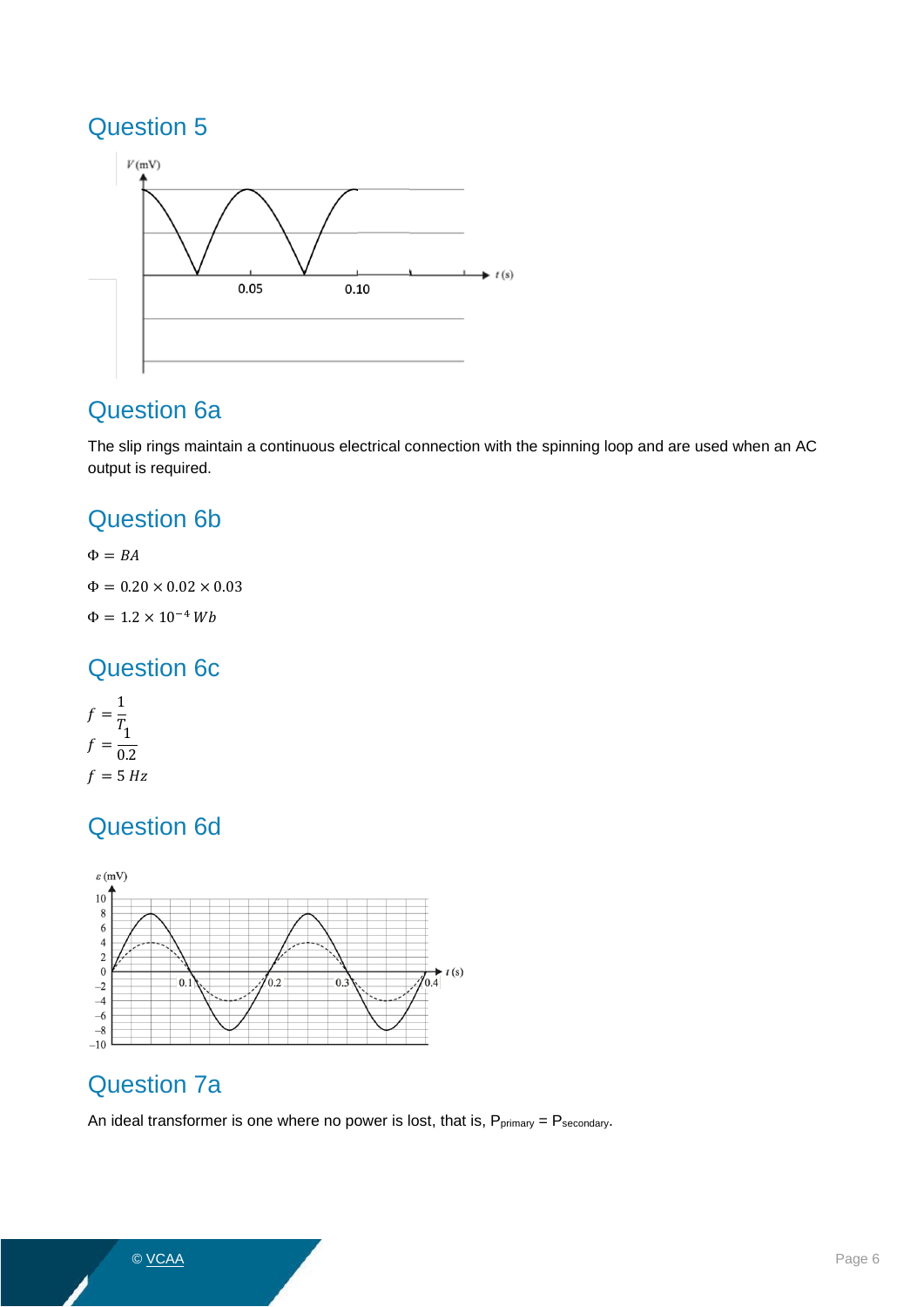## Question 5

## Question 6a

The slip rings maintain a continuous electrical connection with the spinning loop and are used when an AC output is required.

## Question 6b

$\Phi = BA$

$\Phi = 0.20 \times 0.02 \times 0.03$

$\Phi = 1.2 \times 10^{-4}\ Wb$

## Question 6c

$f = \frac{1}{T}$

$f = \frac{1}{0.2}$

$f = 5\ Hz$

## Question 6d

## Question 7a

An ideal transformer is one where no power is lost, that is, $P_{primary} = P_{secondary}$.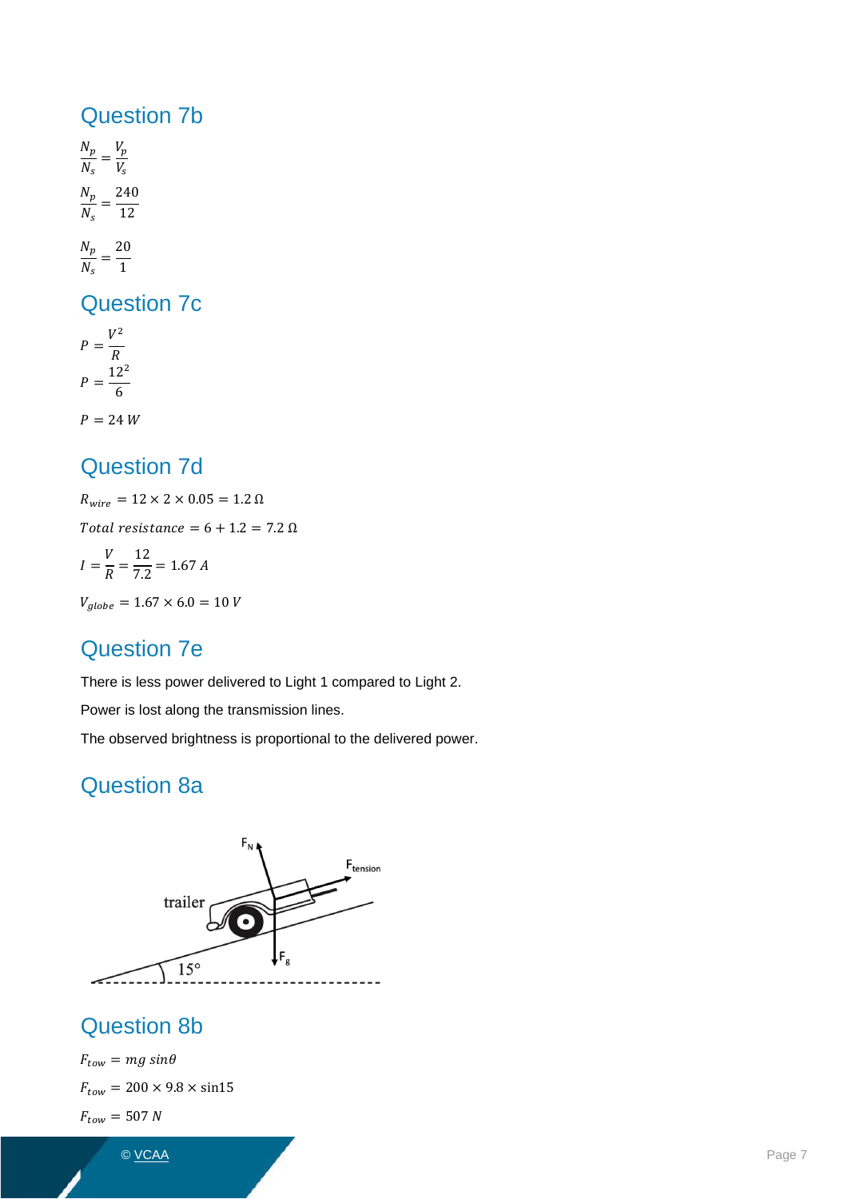## Question 7b

$$\frac{N_p}{N_s} = \frac{V_p}{V_s}$$

$$\frac{N_p}{N_s} = \frac{240}{12}$$

$$\frac{N_p}{N_s} = \frac{20}{1}$$

## Question 7c

$$P = \frac{V^2}{R}$$

$$P = \frac{12^2}{6}$$

$$P = 24\ W$$

## Question 7d

$$R_{wire} = 12 \times 2 \times 0.05 = 1.2\ \Omega$$

$$Total\ resistance = 6 + 1.2 = 7.2\ \Omega$$

$$I = \frac{V}{R} = \frac{12}{7.2} = 1.67\ A$$

$$V_{globe} = 1.67 \times 6.0 = 10\ V$$

## Question 7e

There is less power delivered to Light 1 compared to Light 2.

Power is lost along the transmission lines.

The observed brightness is proportional to the delivered power.

## Question 8a

## Question 8b

$$F_{tow} = mg\ sin\theta$$

$$F_{tow} = 200 \times 9.8 \times \sin 15$$

$$F_{tow} = 507\ N$$

© VCAA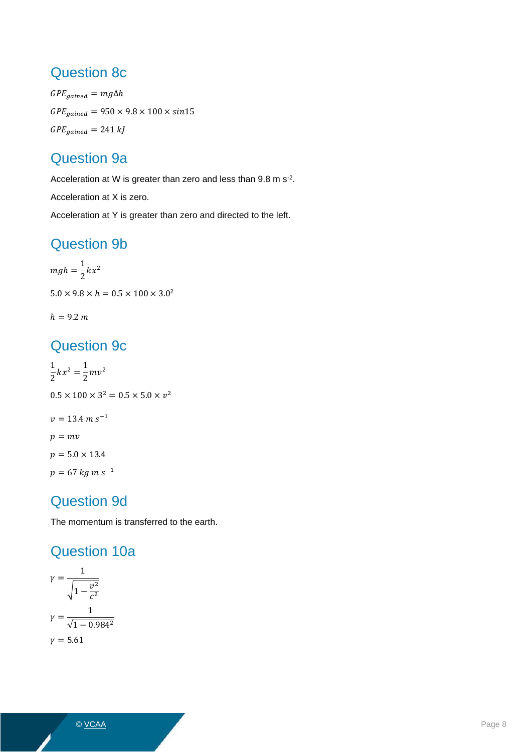## Question 8c

$$GPE_{gained} = mg\Delta h$$

$$GPE_{gained} = 950 \times 9.8 \times 100 \times sin15$$

$$GPE_{gained} = 241\ kJ$$

## Question 9a

Acceleration at W is greater than zero and less than 9.8 m s$^{-2}$.

Acceleration at X is zero.

Acceleration at Y is greater than zero and directed to the left.

## Question 9b

$$mgh = \frac{1}{2}kx^2$$

$$5.0 \times 9.8 \times h = 0.5 \times 100 \times 3.0^2$$

$$h = 9.2\ m$$

## Question 9c

$$\frac{1}{2}kx^2 = \frac{1}{2}mv^2$$

$$0.5 \times 100 \times 3^2 = 0.5 \times 5.0 \times v^2$$

$$v = 13.4\ m\ s^{-1}$$

$$p = mv$$

$$p = 5.0 \times 13.4$$

$$p = 67\ kg\ m\ s^{-1}$$

## Question 9d

The momentum is transferred to the earth.

## Question 10a

$$\gamma = \frac{1}{\sqrt{1 - \frac{v^2}{c^2}}}$$

$$\gamma = \frac{1}{\sqrt{1 - 0.984^2}}$$

$$\gamma = 5.61$$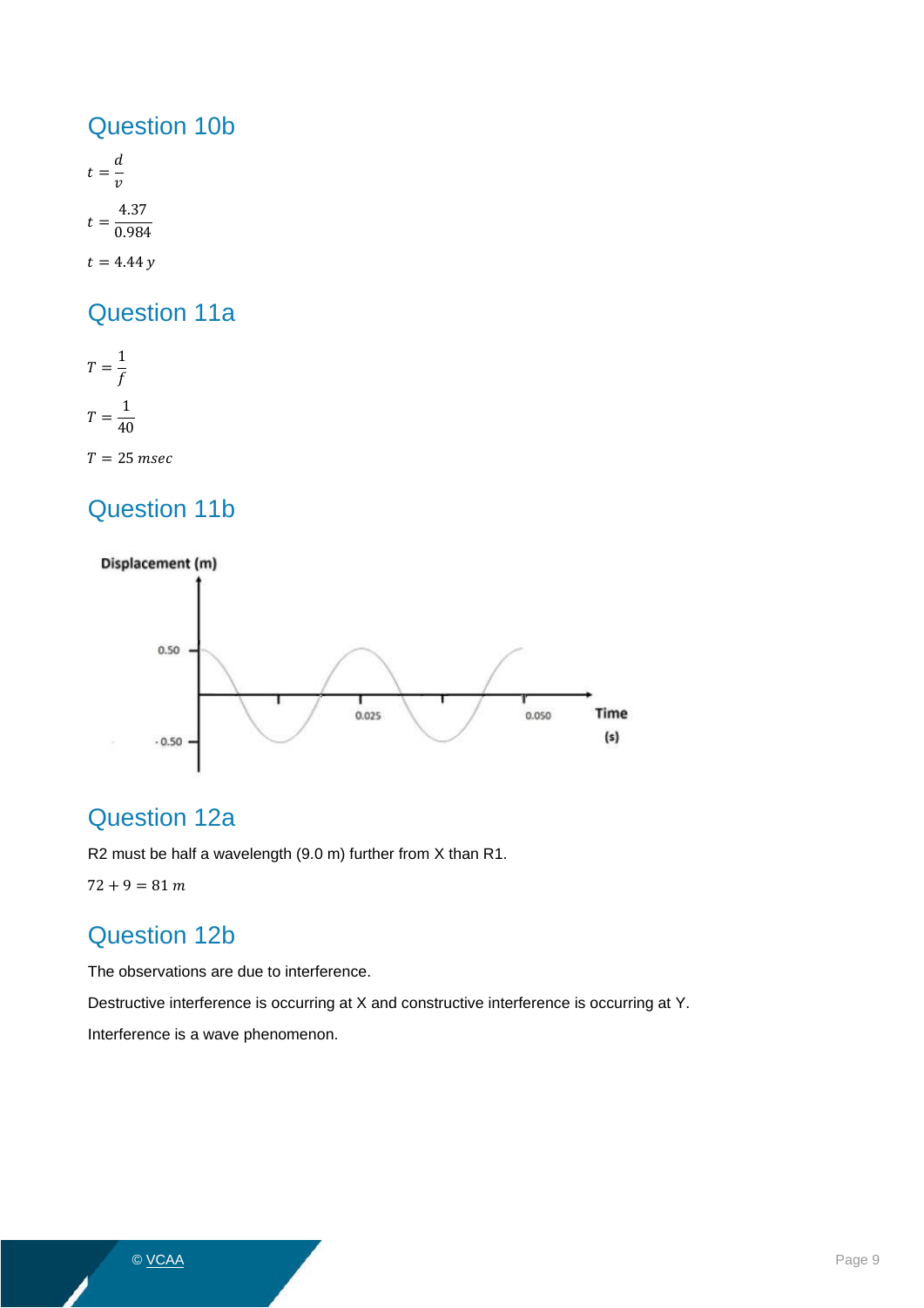## Question 10b

$$t = \frac{d}{v}$$

$$t = \frac{4.37}{0.984}$$

$$t = 4.44\ y$$

## Question 11a

$$T = \frac{1}{f}$$

$$T = \frac{1}{40}$$

$$T = 25\ msec$$

## Question 11b

## Question 12a

R2 must be half a wavelength (9.0 m) further from X than R1.

$$72 + 9 = 81\ m$$

## Question 12b

The observations are due to interference.

Destructive interference is occurring at X and constructive interference is occurring at Y.

Interference is a wave phenomenon.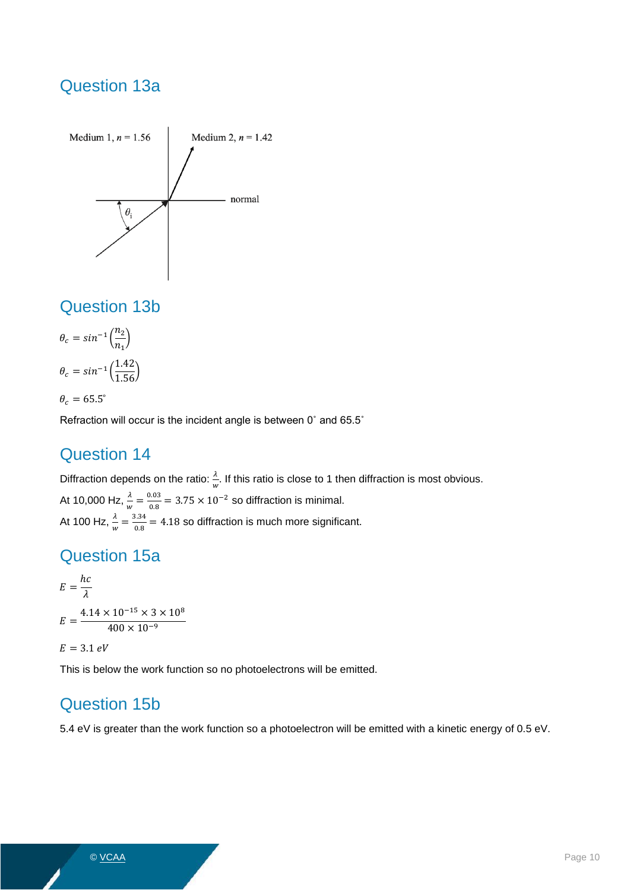## Question 13a

Medium 1, $n = 1.56$

Medium 2, $n = 1.42$

normal

$\theta_i$

## Question 13b

$$\theta_c = sin^{-1}\left(\frac{n_2}{n_1}\right)$$

$$\theta_c = sin^{-1}\left(\frac{1.42}{1.56}\right)$$

$$\theta_c = 65.5^{\circ}$$

Refraction will occur is the incident angle is between 0˚ and 65.5˚

## Question 14

Diffraction depends on the ratio: $\frac{\lambda}{w}$. If this ratio is close to 1 then diffraction is most obvious.

At 10,000 Hz, $\frac{\lambda}{w} = \frac{0.03}{0.8} = 3.75 \times 10^{-2}$ so diffraction is minimal.

At 100 Hz, $\frac{\lambda}{w} = \frac{3.34}{0.8} = 4.18$ so diffraction is much more significant.

## Question 15a

$$E = \frac{hc}{\lambda}$$

$$E = \frac{4.14 \times 10^{-15} \times 3 \times 10^{8}}{400 \times 10^{-9}}$$

$$E = 3.1\ eV$$

This is below the work function so no photoelectrons will be emitted.

## Question 15b

5.4 eV is greater than the work function so a photoelectron will be emitted with a kinetic energy of 0.5 eV.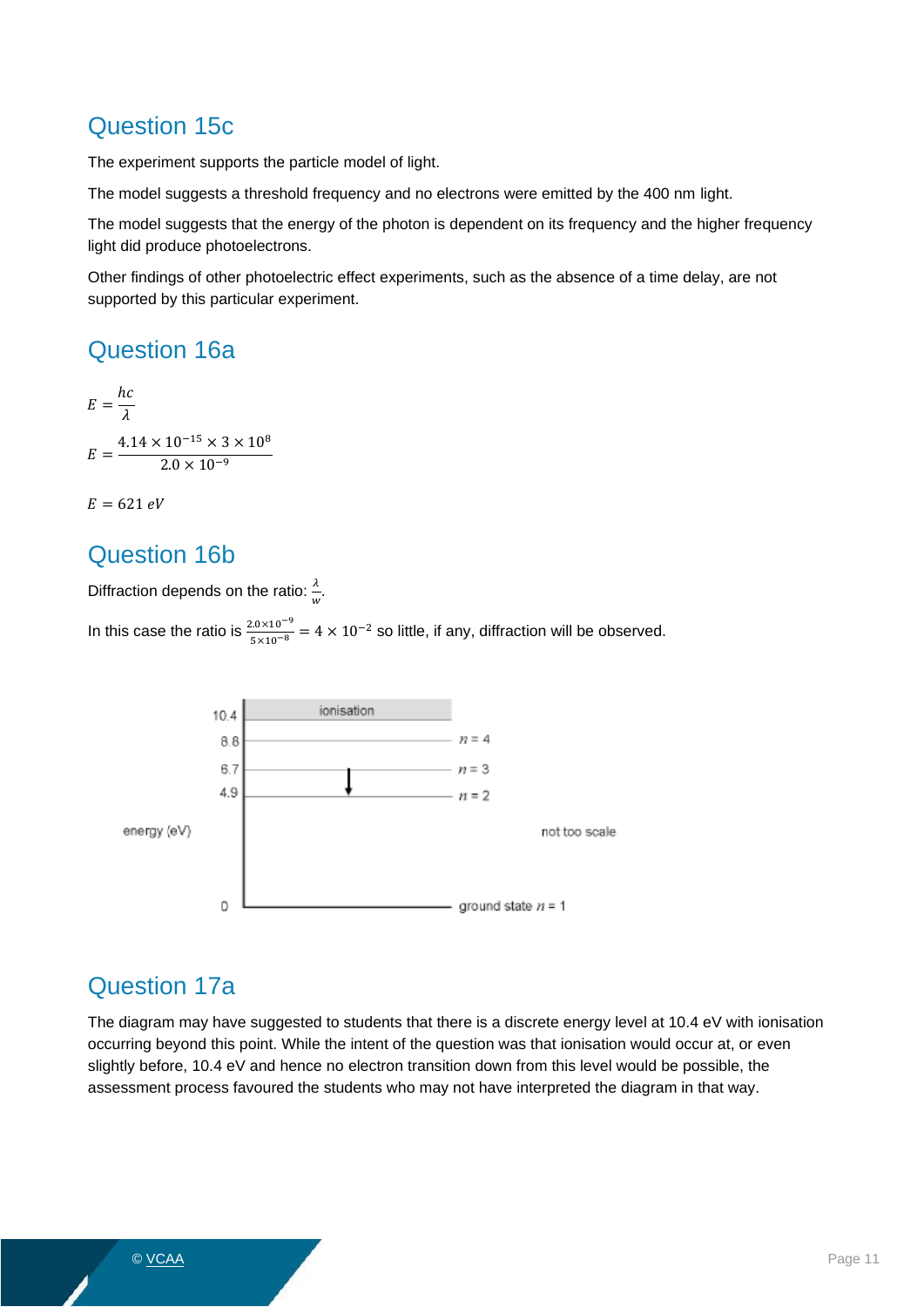## Question 15c

The experiment supports the particle model of light.

The model suggests a threshold frequency and no electrons were emitted by the 400 nm light.

The model suggests that the energy of the photon is dependent on its frequency and the higher frequency light did produce photoelectrons.

Other findings of other photoelectric effect experiments, such as the absence of a time delay, are not supported by this particular experiment.

## Question 16a

$$E = \frac{hc}{\lambda}$$

$$E = \frac{4.14 \times 10^{-15} \times 3 \times 10^{8}}{2.0 \times 10^{-9}}$$

$$E = 621\ eV$$

## Question 16b

Diffraction depends on the ratio: $\frac{\lambda}{w}$.

In this case the ratio is $\frac{2.0 \times 10^{-9}}{5 \times 10^{-8}} = 4 \times 10^{-2}$ so little, if any, diffraction will be observed.

## Question 17a

The diagram may have suggested to students that there is a discrete energy level at 10.4 eV with ionisation occurring beyond this point. While the intent of the question was that ionisation would occur at, or even slightly before, 10.4 eV and hence no electron transition down from this level would be possible, the assessment process favoured the students who may not have interpreted the diagram in that way.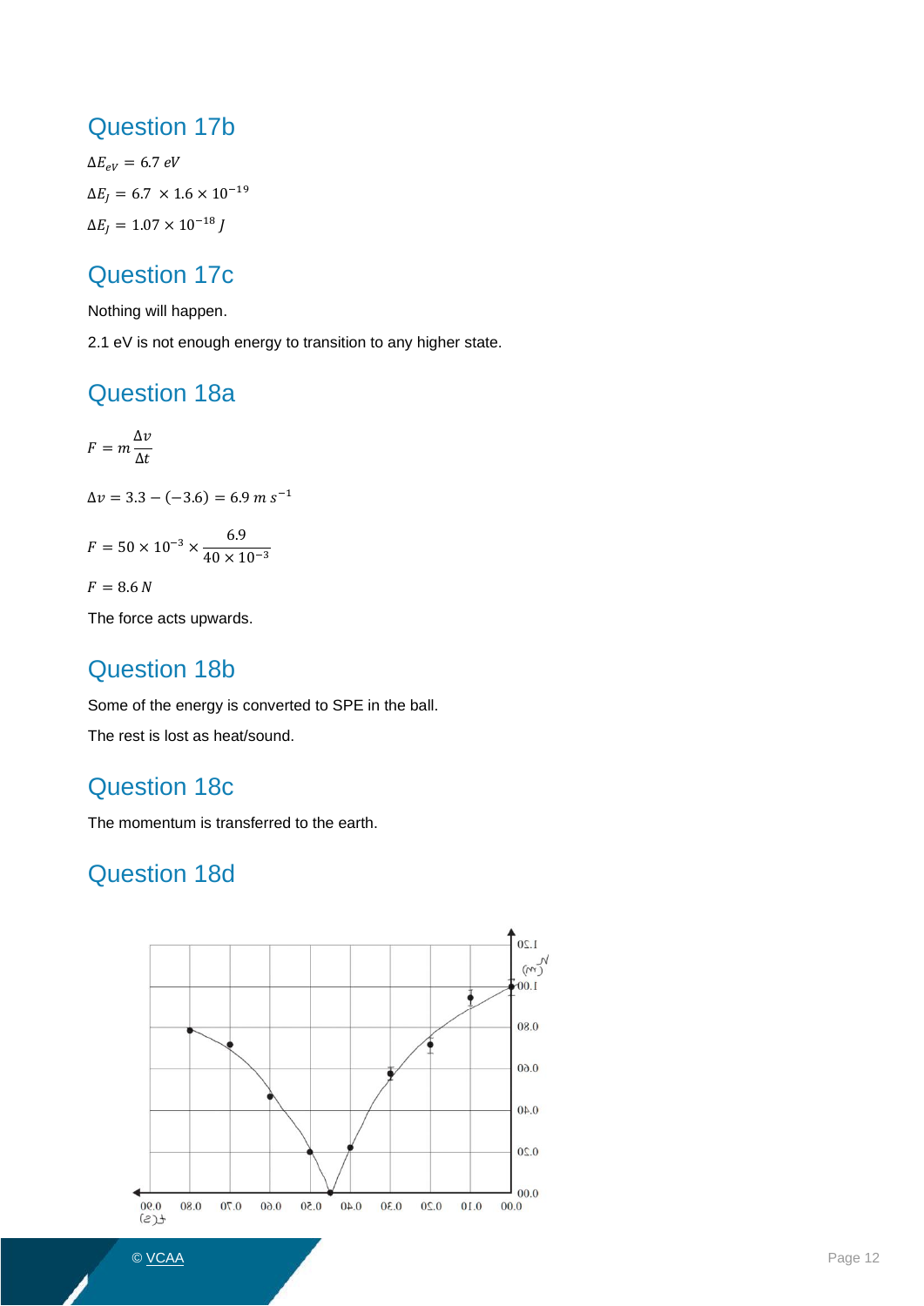## Question 17b

$\Delta E_{eV} = 6.7\ eV$

$\Delta E_J = 6.7 \times 1.6 \times 10^{-19}$

$\Delta E_J = 1.07 \times 10^{-18}\ J$

## Question 17c

Nothing will happen.

2.1 eV is not enough energy to transition to any higher state.

## Question 18a

$$F = m\frac{\Delta v}{\Delta t}$$

$\Delta v = 3.3 - (-3.6) = 6.9\ m\ s^{-1}$

$$F = 50 \times 10^{-3} \times \frac{6.9}{40 \times 10^{-3}}$$

$F = 8.6\ N$

The force acts upwards.

## Question 18b

Some of the energy is converted to SPE in the ball.

The rest is lost as heat/sound.

## Question 18c

The momentum is transferred to the earth.

## Question 18d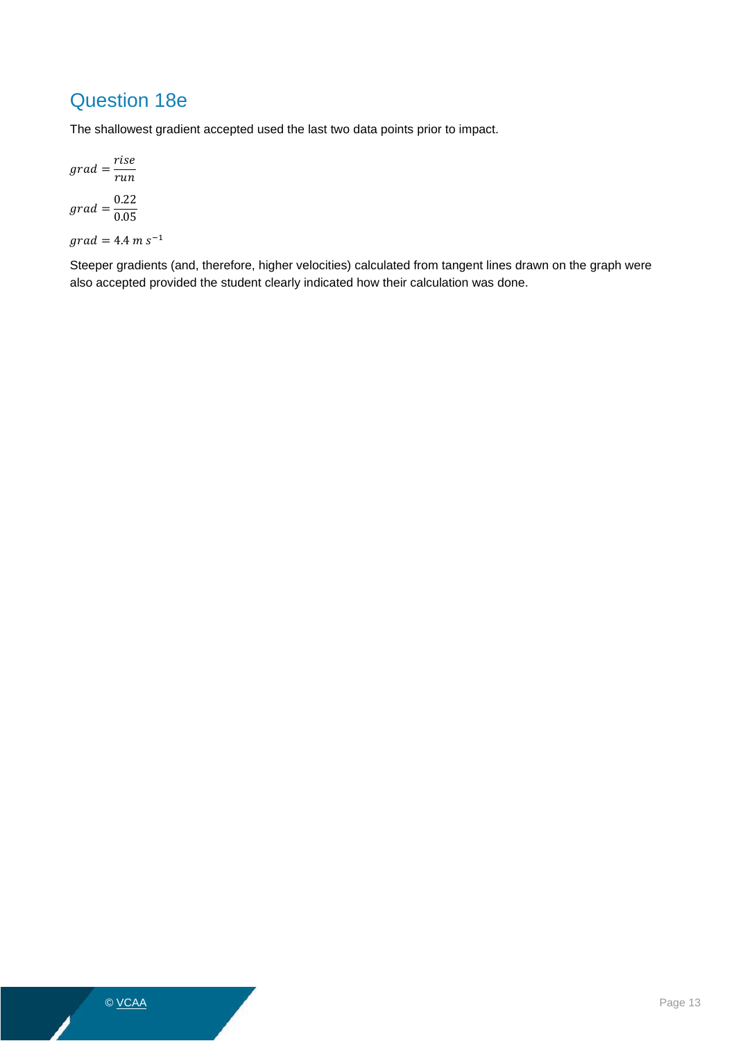## Question 18e

The shallowest gradient accepted used the last two data points prior to impact.

$$grad = \frac{rise}{run}$$

$$grad = \frac{0.22}{0.05}$$

$$grad = 4.4\ m\ s^{-1}$$

Steeper gradients (and, therefore, higher velocities) calculated from tangent lines drawn on the graph were also accepted provided the student clearly indicated how their calculation was done.